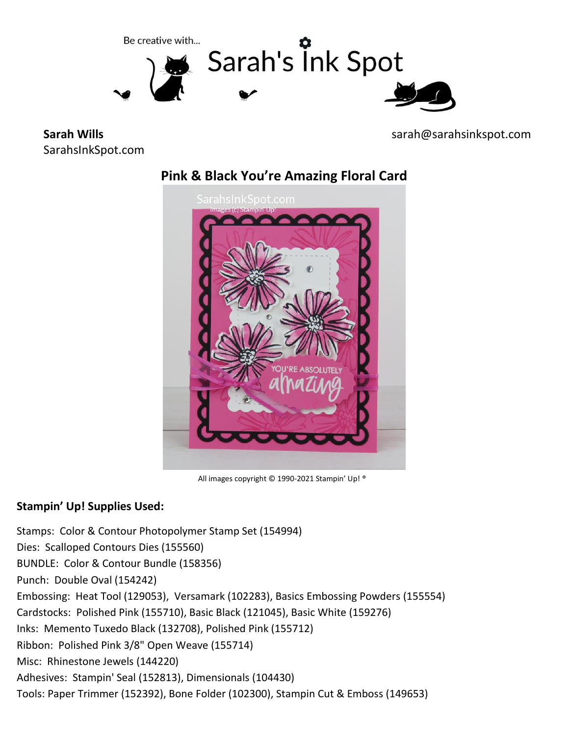Be creative with...

# Sarah's Ink Spot

**Sarah Wills**
SarahsInkSpot.com

sarah@sarahsinkspot.com

## Pink & Black You're Amazing Floral Card

All images copyright © 1990-2021 Stampin' Up! ®

### Stampin' Up! Supplies Used:

Stamps: Color & Contour Photopolymer Stamp Set (154994)
Dies: Scalloped Contours Dies (155560)
BUNDLE: Color & Contour Bundle (158356)
Punch: Double Oval (154242)
Embossing: Heat Tool (129053), Versamark (102283), Basics Embossing Powders (155554)
Cardstocks: Polished Pink (155710), Basic Black (121045), Basic White (159276)
Inks: Memento Tuxedo Black (132708), Polished Pink (155712)
Ribbon: Polished Pink 3/8" Open Weave (155714)
Misc: Rhinestone Jewels (144220)
Adhesives: Stampin' Seal (152813), Dimensionals (104430)
Tools: Paper Trimmer (152392), Bone Folder (102300), Stampin Cut & Emboss (149653)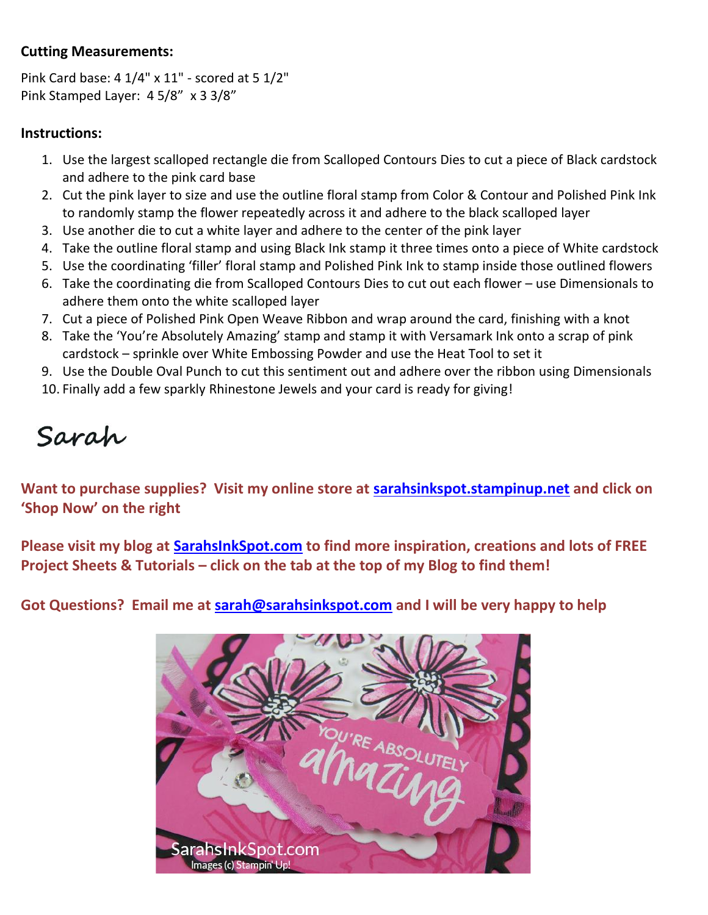**Cutting Measurements:**

Pink Card base: 4 1/4" x 11" - scored at 5 1/2"
Pink Stamped Layer: 4 5/8" x 3 3/8"

**Instructions:**

1. Use the largest scalloped rectangle die from Scalloped Contours Dies to cut a piece of Black cardstock and adhere to the pink card base
2. Cut the pink layer to size and use the outline floral stamp from Color & Contour and Polished Pink Ink to randomly stamp the flower repeatedly across it and adhere to the black scalloped layer
3. Use another die to cut a white layer and adhere to the center of the pink layer
4. Take the outline floral stamp and using Black Ink stamp it three times onto a piece of White cardstock
5. Use the coordinating 'filler' floral stamp and Polished Pink Ink to stamp inside those outlined flowers
6. Take the coordinating die from Scalloped Contours Dies to cut out each flower – use Dimensionals to adhere them onto the white scalloped layer
7. Cut a piece of Polished Pink Open Weave Ribbon and wrap around the card, finishing with a knot
8. Take the 'You're Absolutely Amazing' stamp and stamp it with Versamark Ink onto a scrap of pink cardstock – sprinkle over White Embossing Powder and use the Heat Tool to set it
9. Use the Double Oval Punch to cut this sentiment out and adhere over the ribbon using Dimensionals
10. Finally add a few sparkly Rhinestone Jewels and your card is ready for giving!

Sarah

**Want to purchase supplies? Visit my online store at sarahsinkspot.stampinup.net and click on 'Shop Now' on the right**

**Please visit my blog at SarahsInkSpot.com to find more inspiration, creations and lots of FREE Project Sheets & Tutorials – click on the tab at the top of my Blog to find them!**

**Got Questions? Email me at sarah@sarahsinkspot.com and I will be very happy to help**